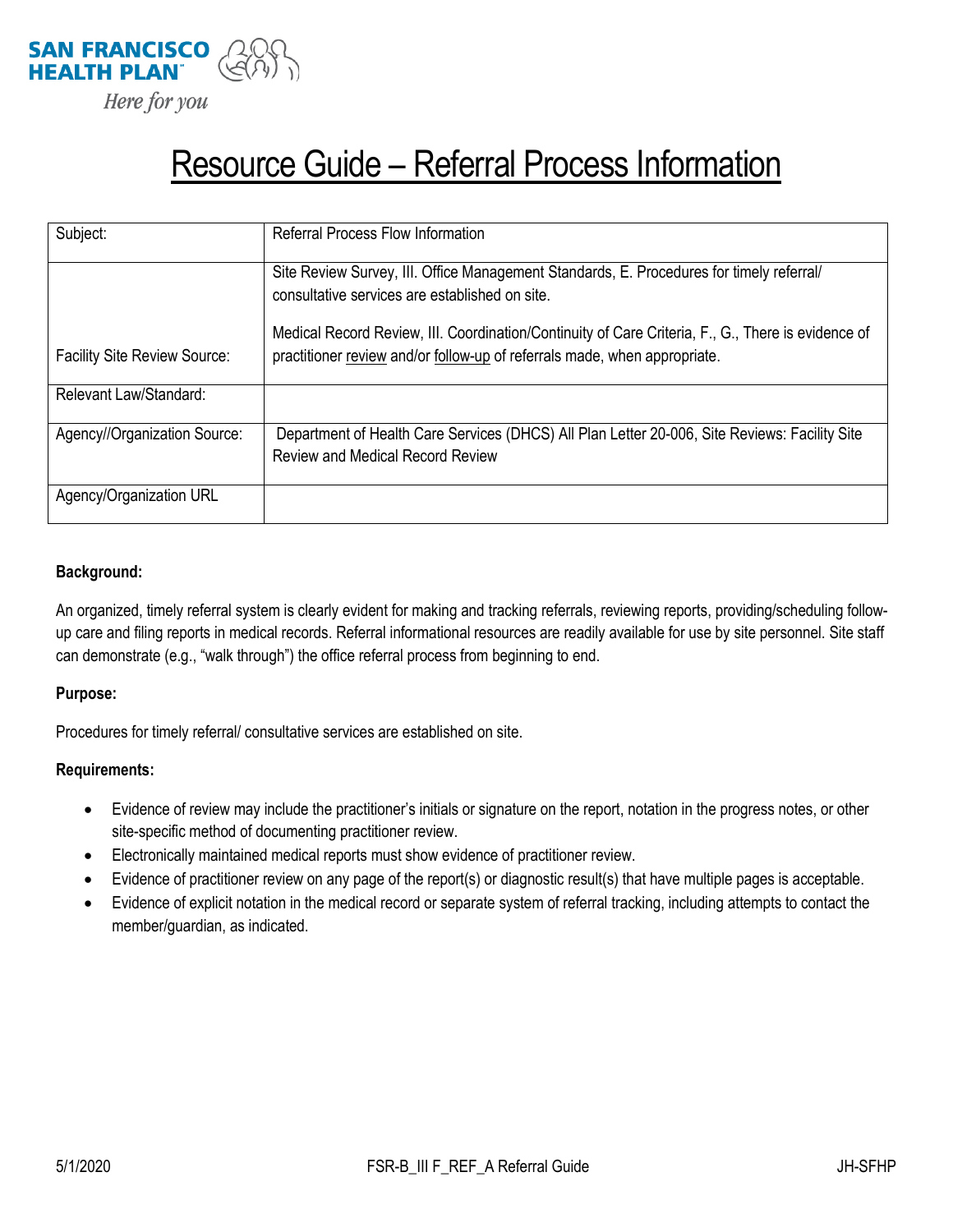SAN FRANCISCO HEALTH PLAN

*Here for you*

# Resource Guide – Referral Process Information

| Subject: | Referral Process Flow Information |
|---|---|
| Facility Site Review Source: | Site Review Survey, III. Office Management Standards, E. Procedures for timely referral/ consultative services are established on site.<br><br>Medical Record Review, III. Coordination/Continuity of Care Criteria, F., G., There is evidence of practitioner review and/or follow-up of referrals made, when appropriate. |
| Relevant Law/Standard: | |
| Agency//Organization Source: | Department of Health Care Services (DHCS) All Plan Letter 20-006, Site Reviews: Facility Site Review and Medical Record Review |
| Agency/Organization URL | |

**Background:**

An organized, timely referral system is clearly evident for making and tracking referrals, reviewing reports, providing/scheduling follow-up care and filing reports in medical records. Referral informational resources are readily available for use by site personnel. Site staff can demonstrate (e.g., "walk through") the office referral process from beginning to end.

**Purpose:**

Procedures for timely referral/ consultative services are established on site.

**Requirements:**

- Evidence of review may include the practitioner's initials or signature on the report, notation in the progress notes, or other site-specific method of documenting practitioner review.
- Electronically maintained medical reports must show evidence of practitioner review.
- Evidence of practitioner review on any page of the report(s) or diagnostic result(s) that have multiple pages is acceptable.
- Evidence of explicit notation in the medical record or separate system of referral tracking, including attempts to contact the member/guardian, as indicated.

5/1/2020 FSR-B_III F_REF_A Referral Guide JH-SFHP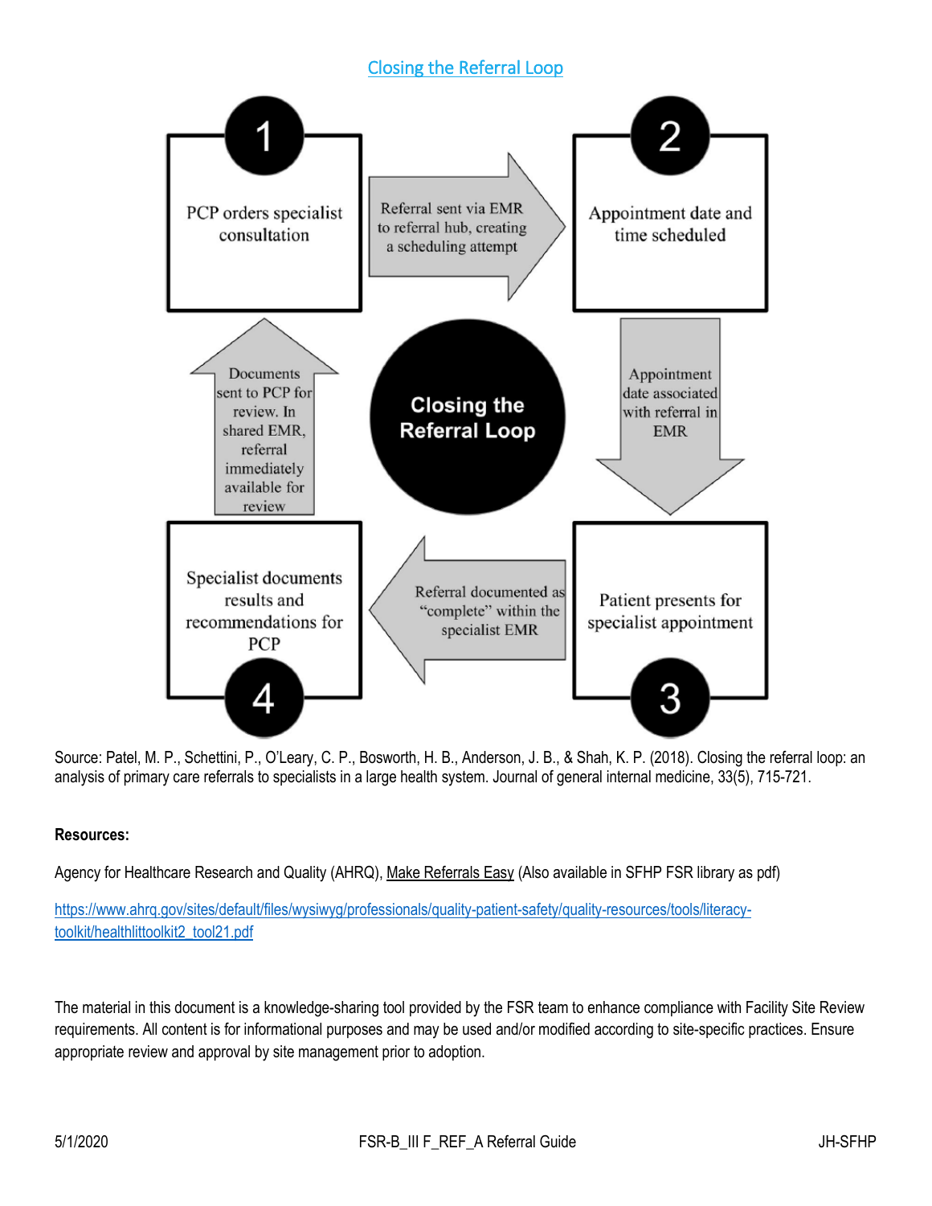## Closing the Referral Loop

1

PCP orders specialist consultation

Referral sent via EMR to referral hub, creating a scheduling attempt

2

Appointment date and time scheduled

Appointment date associated with referral in EMR

3

Patient presents for specialist appointment

Referral documented as "complete" within the specialist EMR

4

Specialist documents results and recommendations for PCP

Documents sent to PCP for review. In shared EMR, referral immediately available for review

Closing the Referral Loop

Source: Patel, M. P., Schettini, P., O'Leary, C. P., Bosworth, H. B., Anderson, J. B., & Shah, K. P. (2018). Closing the referral loop: an analysis of primary care referrals to specialists in a large health system. Journal of general internal medicine, 33(5), 715-721.

**Resources:**

Agency for Healthcare Research and Quality (AHRQ), Make Referrals Easy (Also available in SFHP FSR library as pdf)

https://www.ahrq.gov/sites/default/files/wysiwyg/professionals/quality-patient-safety/quality-resources/tools/literacy-toolkit/healthlittoolkit2_tool21.pdf

The material in this document is a knowledge-sharing tool provided by the FSR team to enhance compliance with Facility Site Review requirements. All content is for informational purposes and may be used and/or modified according to site-specific practices. Ensure appropriate review and approval by site management prior to adoption.

5/1/2020 FSR-B_III F_REF_A Referral Guide JH-SFHP